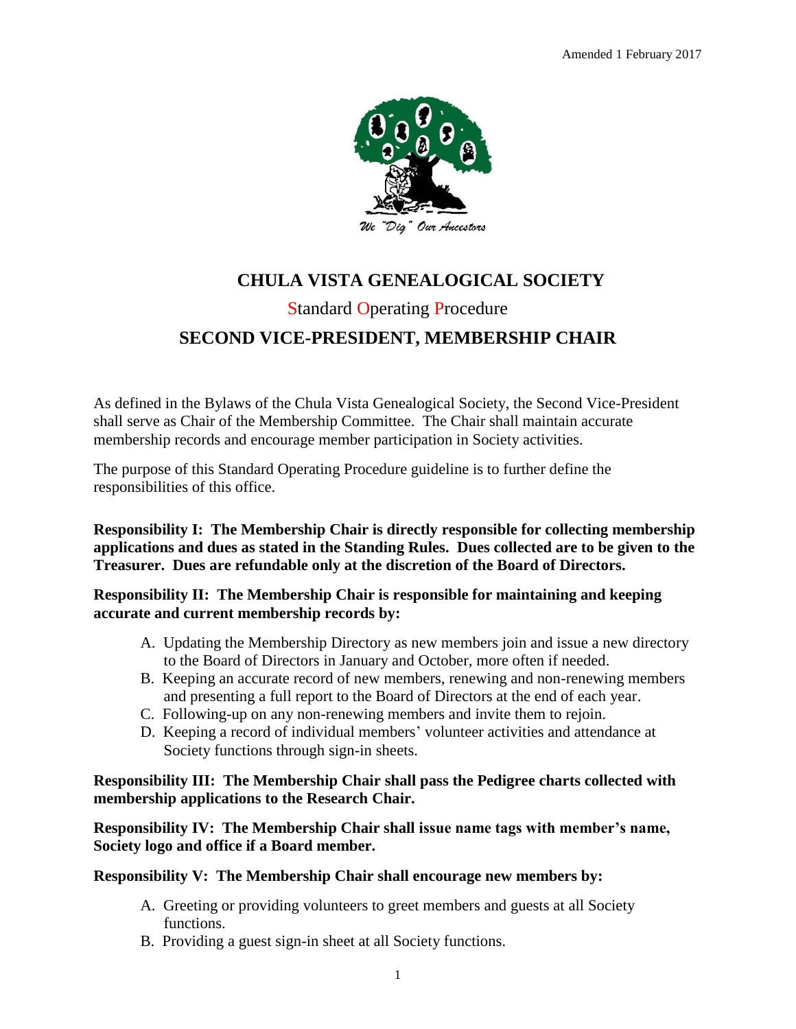Amended 1 February 2017

We "Dig" Our Ancestors

# CHULA VISTA GENEALOGICAL SOCIETY

## Standard Operating Procedure

## SECOND VICE-PRESIDENT, MEMBERSHIP CHAIR

As defined in the Bylaws of the Chula Vista Genealogical Society, the Second Vice-President shall serve as Chair of the Membership Committee. The Chair shall maintain accurate membership records and encourage member participation in Society activities.

The purpose of this Standard Operating Procedure guideline is to further define the responsibilities of this office.

**Responsibility I: The Membership Chair is directly responsible for collecting membership applications and dues as stated in the Standing Rules. Dues collected are to be given to the Treasurer. Dues are refundable only at the discretion of the Board of Directors.**

**Responsibility II: The Membership Chair is responsible for maintaining and keeping accurate and current membership records by:**

A. Updating the Membership Directory as new members join and issue a new directory to the Board of Directors in January and October, more often if needed.
B. Keeping an accurate record of new members, renewing and non-renewing members and presenting a full report to the Board of Directors at the end of each year.
C. Following-up on any non-renewing members and invite them to rejoin.
D. Keeping a record of individual members' volunteer activities and attendance at Society functions through sign-in sheets.

**Responsibility III: The Membership Chair shall pass the Pedigree charts collected with membership applications to the Research Chair.**

**Responsibility IV: The Membership Chair shall issue name tags with member's name, Society logo and office if a Board member.**

**Responsibility V: The Membership Chair shall encourage new members by:**

A. Greeting or providing volunteers to greet members and guests at all Society functions.
B. Providing a guest sign-in sheet at all Society functions.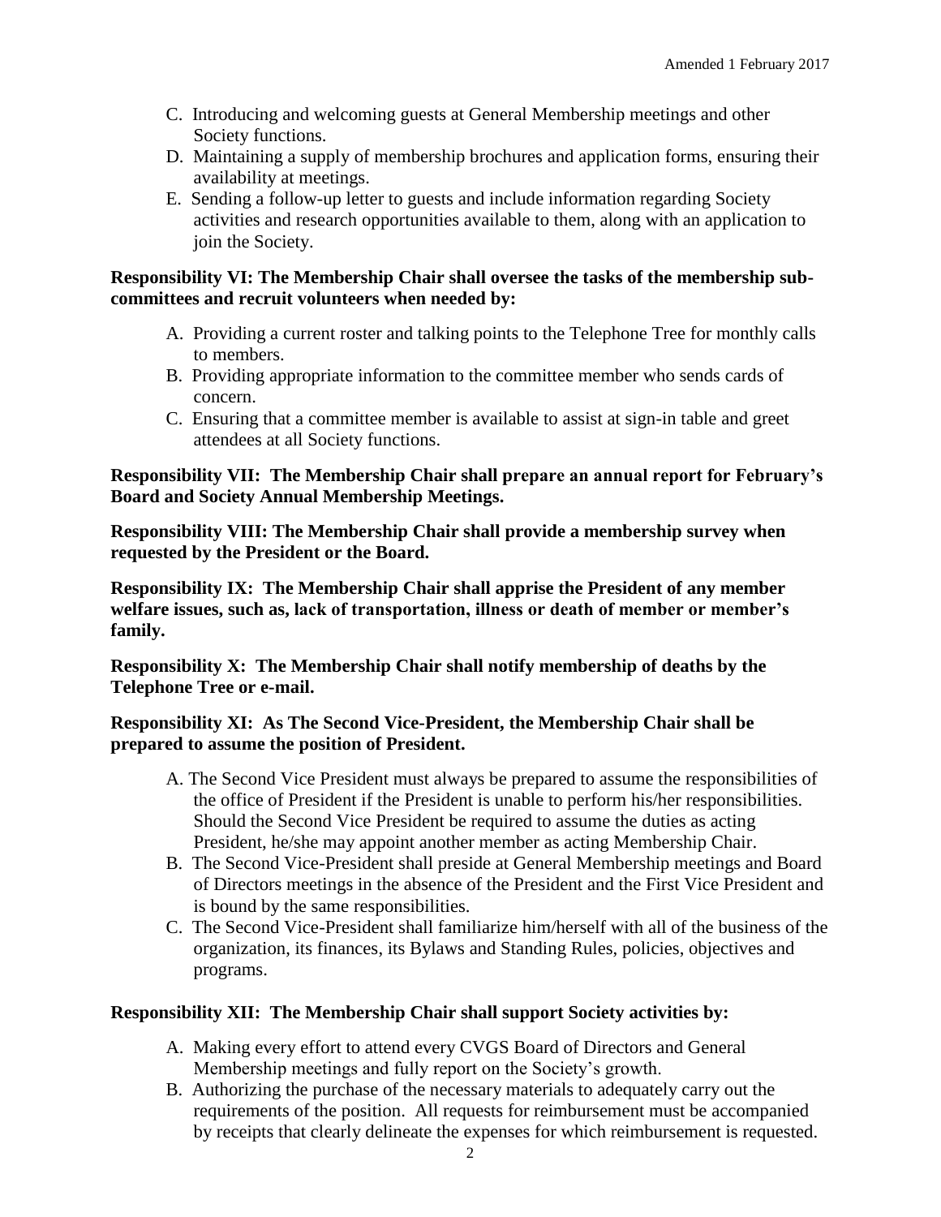C. Introducing and welcoming guests at General Membership meetings and other Society functions.

D. Maintaining a supply of membership brochures and application forms, ensuring their availability at meetings.

E. Sending a follow-up letter to guests and include information regarding Society activities and research opportunities available to them, along with an application to join the Society.

**Responsibility VI: The Membership Chair shall oversee the tasks of the membership sub-committees and recruit volunteers when needed by:**

A. Providing a current roster and talking points to the Telephone Tree for monthly calls to members.

B. Providing appropriate information to the committee member who sends cards of concern.

C. Ensuring that a committee member is available to assist at sign-in table and greet attendees at all Society functions.

**Responsibility VII: The Membership Chair shall prepare an annual report for February's Board and Society Annual Membership Meetings.**

**Responsibility VIII: The Membership Chair shall provide a membership survey when requested by the President or the Board.**

**Responsibility IX: The Membership Chair shall apprise the President of any member welfare issues, such as, lack of transportation, illness or death of member or member's family.**

**Responsibility X: The Membership Chair shall notify membership of deaths by the Telephone Tree or e-mail.**

**Responsibility XI: As The Second Vice-President, the Membership Chair shall be prepared to assume the position of President.**

A. The Second Vice President must always be prepared to assume the responsibilities of the office of President if the President is unable to perform his/her responsibilities. Should the Second Vice President be required to assume the duties as acting President, he/she may appoint another member as acting Membership Chair.

B. The Second Vice-President shall preside at General Membership meetings and Board of Directors meetings in the absence of the President and the First Vice President and is bound by the same responsibilities.

C. The Second Vice-President shall familiarize him/herself with all of the business of the organization, its finances, its Bylaws and Standing Rules, policies, objectives and programs.

**Responsibility XII: The Membership Chair shall support Society activities by:**

A. Making every effort to attend every CVGS Board of Directors and General Membership meetings and fully report on the Society's growth.

B. Authorizing the purchase of the necessary materials to adequately carry out the requirements of the position. All requests for reimbursement must be accompanied by receipts that clearly delineate the expenses for which reimbursement is requested.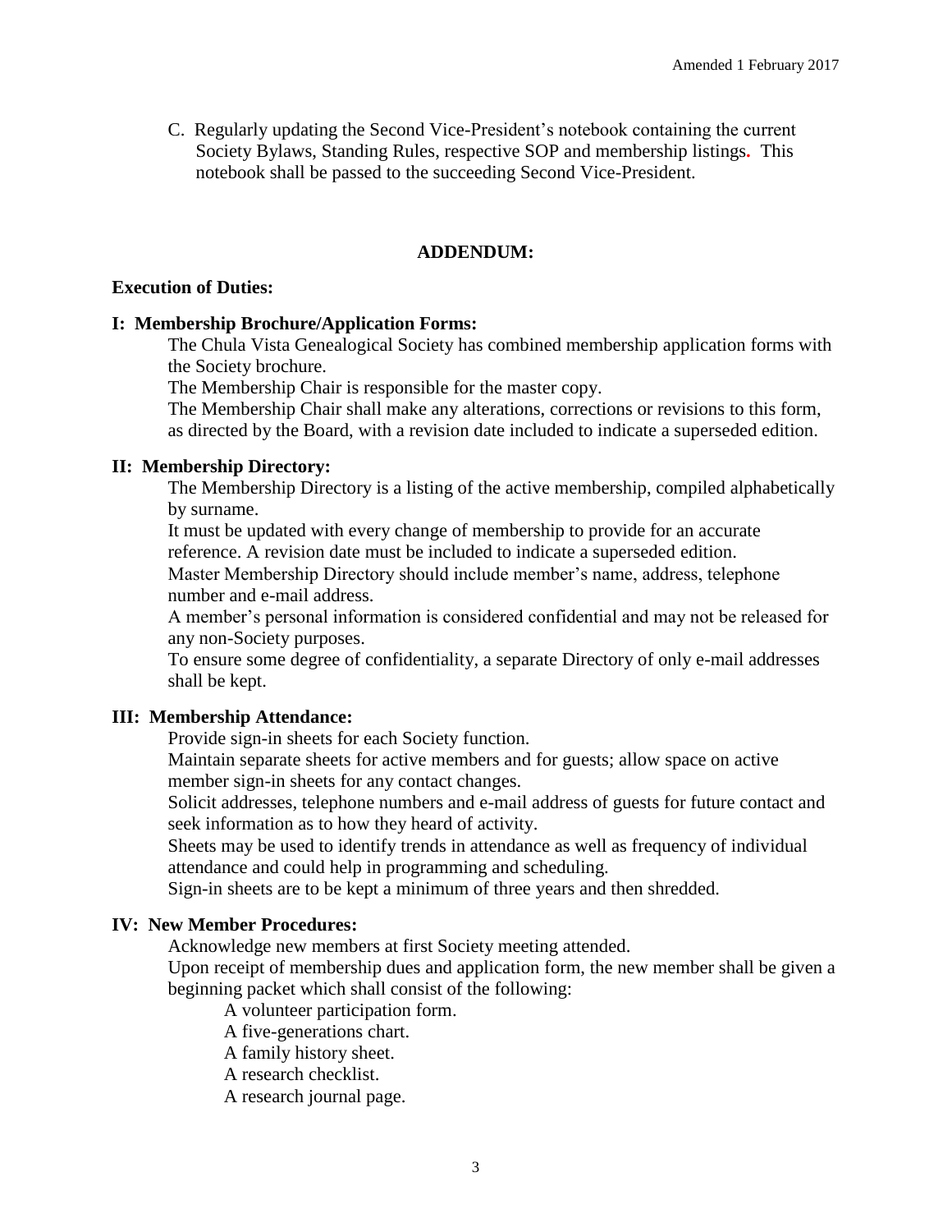C. Regularly updating the Second Vice-President's notebook containing the current Society Bylaws, Standing Rules, respective SOP and membership listings. This notebook shall be passed to the succeeding Second Vice-President.

## ADDENDUM:

### Execution of Duties:

**I: Membership Brochure/Application Forms:**

The Chula Vista Genealogical Society has combined membership application forms with the Society brochure.

The Membership Chair is responsible for the master copy.

The Membership Chair shall make any alterations, corrections or revisions to this form, as directed by the Board, with a revision date included to indicate a superseded edition.

**II: Membership Directory:**

The Membership Directory is a listing of the active membership, compiled alphabetically by surname.

It must be updated with every change of membership to provide for an accurate reference. A revision date must be included to indicate a superseded edition.

Master Membership Directory should include member's name, address, telephone number and e-mail address.

A member's personal information is considered confidential and may not be released for any non-Society purposes.

To ensure some degree of confidentiality, a separate Directory of only e-mail addresses shall be kept.

**III: Membership Attendance:**

Provide sign-in sheets for each Society function.

Maintain separate sheets for active members and for guests; allow space on active member sign-in sheets for any contact changes.

Solicit addresses, telephone numbers and e-mail address of guests for future contact and seek information as to how they heard of activity.

Sheets may be used to identify trends in attendance as well as frequency of individual attendance and could help in programming and scheduling.

Sign-in sheets are to be kept a minimum of three years and then shredded.

**IV: New Member Procedures:**

Acknowledge new members at first Society meeting attended.

Upon receipt of membership dues and application form, the new member shall be given a beginning packet which shall consist of the following:

- A volunteer participation form.
- A five-generations chart.
- A family history sheet.
- A research checklist.
- A research journal page.